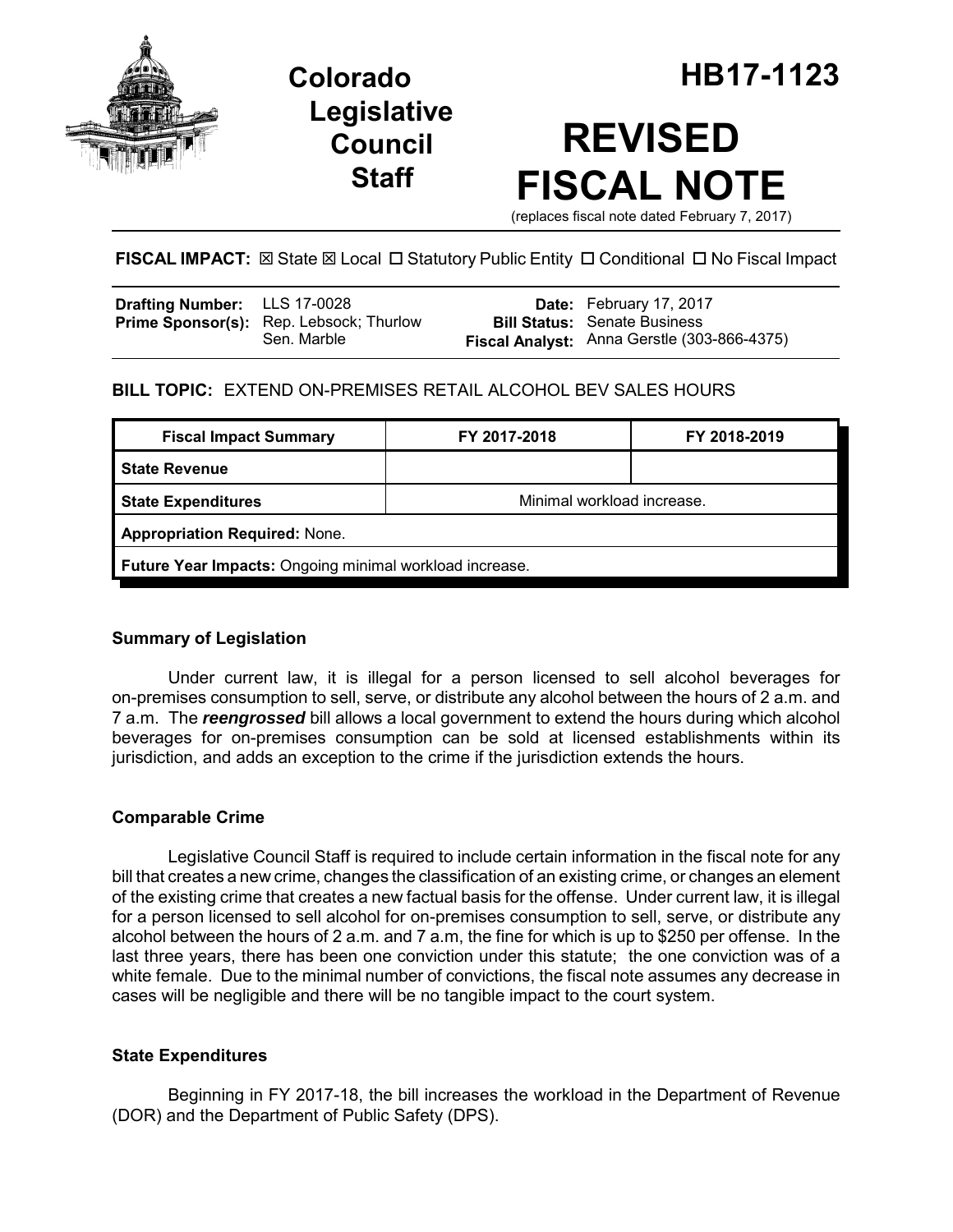# Colorado Legislative Council Staff

# HB17-1123

# REVISED FISCAL NOTE

(replaces fiscal note dated February 7, 2017)

**FISCAL IMPACT:** ☒ State ☒ Local ☐ Statutory Public Entity ☐ Conditional ☐ No Fiscal Impact

| | | | |
|---|---|---|---|
| **Drafting Number:** | LLS 17-0028 | **Date:** | February 17, 2017 |
| **Prime Sponsor(s):** | Rep. Lebsock; Thurlow<br>Sen. Marble | **Bill Status:** | Senate Business |
| | | **Fiscal Analyst:** | Anna Gerstle (303-866-4375) |

**BILL TOPIC:** EXTEND ON-PREMISES RETAIL ALCOHOL BEV SALES HOURS

| Fiscal Impact Summary | FY 2017-2018 | FY 2018-2019 |
|---|---|---|
| **State Revenue** | | |
| **State Expenditures** | Minimal workload increase. | |
| **Appropriation Required:** None. | | |
| **Future Year Impacts:** Ongoing minimal workload increase. | | |

### Summary of Legislation

Under current law, it is illegal for a person licensed to sell alcohol beverages for on-premises consumption to sell, serve, or distribute any alcohol between the hours of 2 a.m. and 7 a.m. The ***reengrossed*** bill allows a local government to extend the hours during which alcohol beverages for on-premises consumption can be sold at licensed establishments within its jurisdiction, and adds an exception to the crime if the jurisdiction extends the hours.

### Comparable Crime

Legislative Council Staff is required to include certain information in the fiscal note for any bill that creates a new crime, changes the classification of an existing crime, or changes an element of the existing crime that creates a new factual basis for the offense. Under current law, it is illegal for a person licensed to sell alcohol for on-premises consumption to sell, serve, or distribute any alcohol between the hours of 2 a.m. and 7 a.m, the fine for which is up to $250 per offense. In the last three years, there has been one conviction under this statute; the one conviction was of a white female. Due to the minimal number of convictions, the fiscal note assumes any decrease in cases will be negligible and there will be no tangible impact to the court system.

### State Expenditures

Beginning in FY 2017-18, the bill increases the workload in the Department of Revenue (DOR) and the Department of Public Safety (DPS).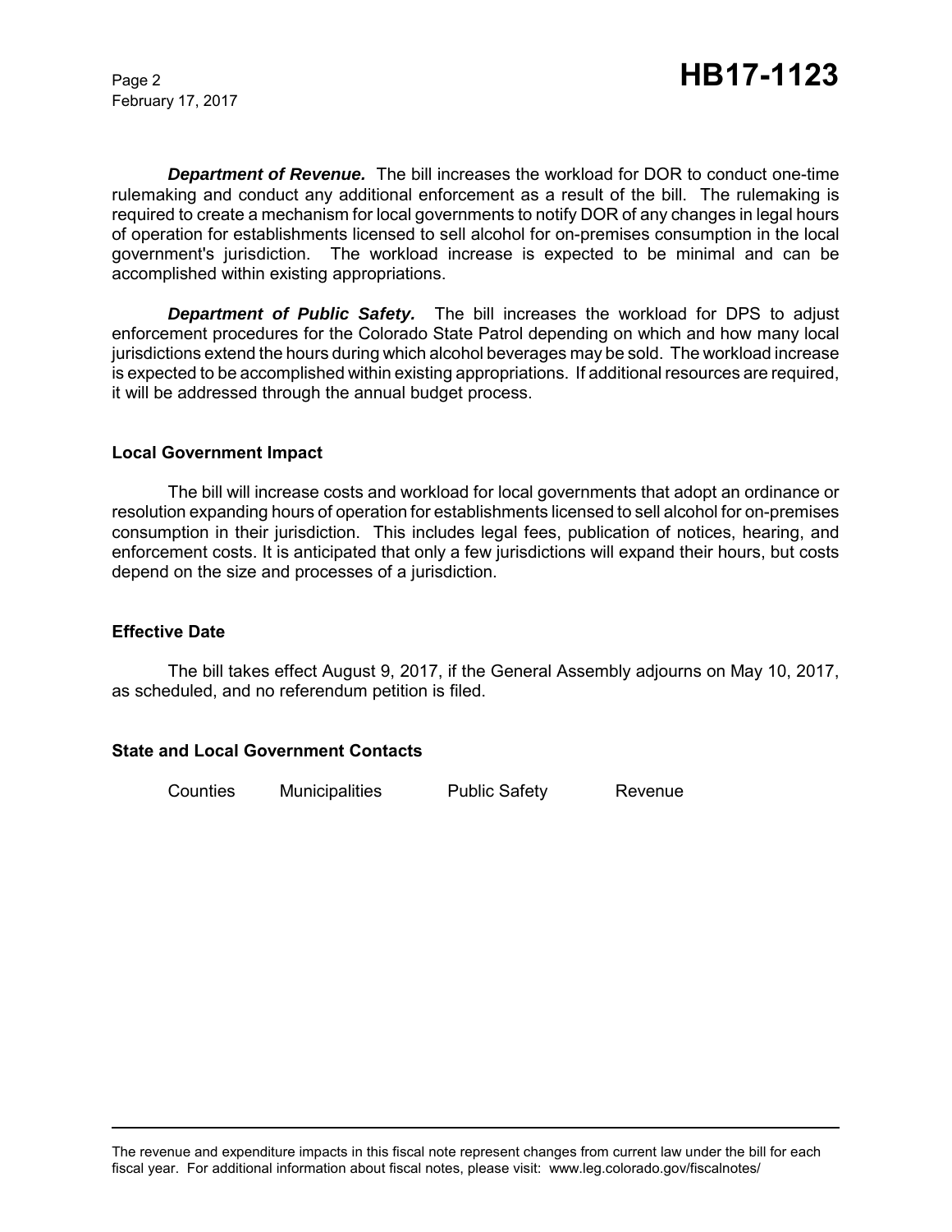***Department of Revenue.*** The bill increases the workload for DOR to conduct one-time rulemaking and conduct any additional enforcement as a result of the bill. The rulemaking is required to create a mechanism for local governments to notify DOR of any changes in legal hours of operation for establishments licensed to sell alcohol for on-premises consumption in the local government's jurisdiction. The workload increase is expected to be minimal and can be accomplished within existing appropriations.

***Department of Public Safety.*** The bill increases the workload for DPS to adjust enforcement procedures for the Colorado State Patrol depending on which and how many local jurisdictions extend the hours during which alcohol beverages may be sold. The workload increase is expected to be accomplished within existing appropriations. If additional resources are required, it will be addressed through the annual budget process.

## Local Government Impact

The bill will increase costs and workload for local governments that adopt an ordinance or resolution expanding hours of operation for establishments licensed to sell alcohol for on-premises consumption in their jurisdiction. This includes legal fees, publication of notices, hearing, and enforcement costs. It is anticipated that only a few jurisdictions will expand their hours, but costs depend on the size and processes of a jurisdiction.

## Effective Date

The bill takes effect August 9, 2017, if the General Assembly adjourns on May 10, 2017, as scheduled, and no referendum petition is filed.

## State and Local Government Contacts

Counties Municipalities Public Safety Revenue

The revenue and expenditure impacts in this fiscal note represent changes from current law under the bill for each fiscal year. For additional information about fiscal notes, please visit: www.leg.colorado.gov/fiscalnotes/